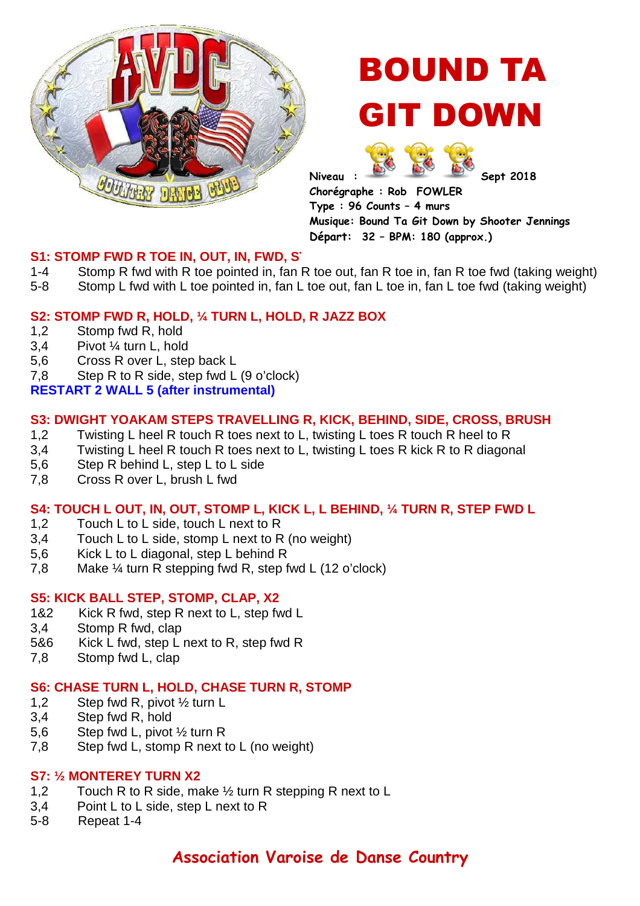# BOUND TA GIT DOWN

**Niveau :** Sept 2018
**Chorégraphe : Rob FOWLER**
**Type : 96 Counts – 4 murs**
**Musique: Bound Ta Git Down by Shooter Jennings**
**Départ: 32 – BPM: 180 (approx.)**

**S1: STOMP FWD R TOE IN, OUT, IN, FWD, S**

1-4 Stomp R fwd with R toe pointed in, fan R toe out, fan R toe in, fan R toe fwd (taking weight)
5-8 Stomp L fwd with L toe pointed in, fan L toe out, fan L toe in, fan L toe fwd (taking weight)

**S2: STOMP FWD R, HOLD, ¼ TURN L, HOLD, R JAZZ BOX**

1,2 Stomp fwd R, hold
3,4 Pivot ¼ turn L, hold
5,6 Cross R over L, step back L
7,8 Step R to R side, step fwd L (9 o'clock)

**RESTART 2 WALL 5 (after instrumental)**

**S3: DWIGHT YOAKAM STEPS TRAVELLING R, KICK, BEHIND, SIDE, CROSS, BRUSH**

1,2 Twisting L heel R touch R toes next to L, twisting L toes R touch R heel to R
3,4 Twisting L heel R touch R toes next to L, twisting L toes R kick R to R diagonal
5,6 Step R behind L, step L to L side
7,8 Cross R over L, brush L fwd

**S4: TOUCH L OUT, IN, OUT, STOMP L, KICK L, L BEHIND, ¼ TURN R, STEP FWD L**

1,2 Touch L to L side, touch L next to R
3,4 Touch L to L side, stomp L next to R (no weight)
5,6 Kick L to L diagonal, step L behind R
7,8 Make ¼ turn R stepping fwd R, step fwd L (12 o'clock)

**S5: KICK BALL STEP, STOMP, CLAP, X2**

1&2 Kick R fwd, step R next to L, step fwd L
3,4 Stomp R fwd, clap
5&6 Kick L fwd, step L next to R, step fwd R
7,8 Stomp fwd L, clap

**S6: CHASE TURN L, HOLD, CHASE TURN R, STOMP**

1,2 Step fwd R, pivot ½ turn L
3,4 Step fwd R, hold
5,6 Step fwd L, pivot ½ turn R
7,8 Step fwd L, stomp R next to L (no weight)

**S7: ½ MONTEREY TURN X2**

1,2 Touch R to R side, make ½ turn R stepping R next to L
3,4 Point L to L side, step L next to R
5-8 Repeat 1-4

**Association Varoise de Danse Country**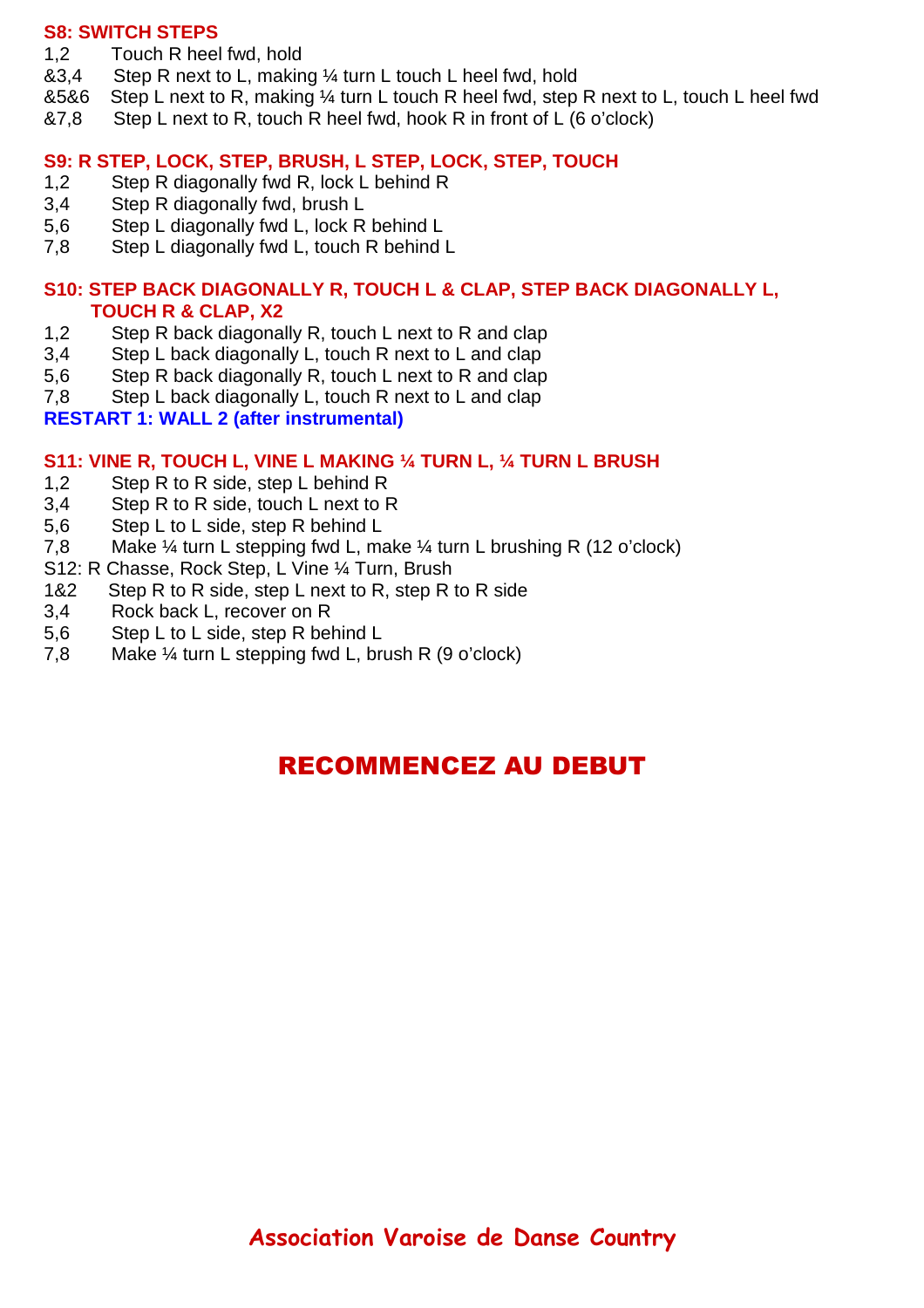### S8: SWITCH STEPS

1,2 Touch R heel fwd, hold
&3,4 Step R next to L, making ¼ turn L touch L heel fwd, hold
&5&6 Step L next to R, making ¼ turn L touch R heel fwd, step R next to L, touch L heel fwd
&7,8 Step L next to R, touch R heel fwd, hook R in front of L (6 o'clock)

### S9: R STEP, LOCK, STEP, BRUSH, L STEP, LOCK, STEP, TOUCH

1,2 Step R diagonally fwd R, lock L behind R
3,4 Step R diagonally fwd, brush L
5,6 Step L diagonally fwd L, lock R behind L
7,8 Step L diagonally fwd L, touch R behind L

### S10: STEP BACK DIAGONALLY R, TOUCH L & CLAP, STEP BACK DIAGONALLY L, TOUCH R & CLAP, X2

1,2 Step R back diagonally R, touch L next to R and clap
3,4 Step L back diagonally L, touch R next to L and clap
5,6 Step R back diagonally R, touch L next to R and clap
7,8 Step L back diagonally L, touch R next to L and clap

**RESTART 1: WALL 2 (after instrumental)**

### S11: VINE R, TOUCH L, VINE L MAKING ¼ TURN L, ¼ TURN L BRUSH

1,2 Step R to R side, step L behind R
3,4 Step R to R side, touch L next to R
5,6 Step L to L side, step R behind L
7,8 Make ¼ turn L stepping fwd L, make ¼ turn L brushing R (12 o'clock)

S12: R Chasse, Rock Step, L Vine ¼ Turn, Brush

1&2 Step R to R side, step L next to R, step R to R side
3,4 Rock back L, recover on R
5,6 Step L to L side, step R behind L
7,8 Make ¼ turn L stepping fwd L, brush R (9 o'clock)

## RECOMMENCEZ AU DEBUT

**Association Varoise de Danse Country**